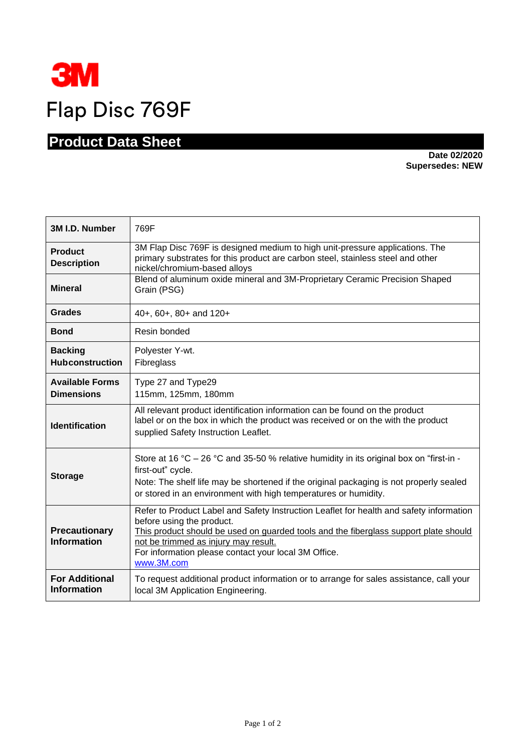3M

# Flap Disc 769F

## Product Data Sheet

**Date 02/2020**
**Supersedes: NEW**

| | |
|---|---|
| **3M I.D. Number** | 769F |
| **Product Description** | 3M Flap Disc 769F is designed medium to high unit-pressure applications. The primary substrates for this product are carbon steel, stainless steel and other nickel/chromium-based alloys |
| **Mineral** | Blend of aluminum oxide mineral and 3M-Proprietary Ceramic Precision Shaped Grain (PSG) |
| **Grades** | 40+, 60+, 80+ and 120+ |
| **Bond** | Resin bonded |
| **Backing**<br>**Hubconstruction** | Polyester Y-wt.<br>Fibreglass |
| **Available Forms**<br>**Dimensions** | Type 27 and Type29<br>115mm, 125mm, 180mm |
| **Identification** | All relevant product identification information can be found on the product label or on the box in which the product was received or on the with the product supplied Safety Instruction Leaflet. |
| **Storage** | Store at 16 °C – 26 °C and 35-50 % relative humidity in its original box on "first-in - first-out" cycle.<br>Note: The shelf life may be shortened if the original packaging is not properly sealed or stored in an environment with high temperatures or humidity. |
| **Precautionary Information** | Refer to Product Label and Safety Instruction Leaflet for health and safety information before using the product.<br>This product should be used on guarded tools and the fiberglass support plate should not be trimmed as injury may result.<br>For information please contact your local 3M Office.<br>www.3M.com |
| **For Additional Information** | To request additional product information or to arrange for sales assistance, call your local 3M Application Engineering. |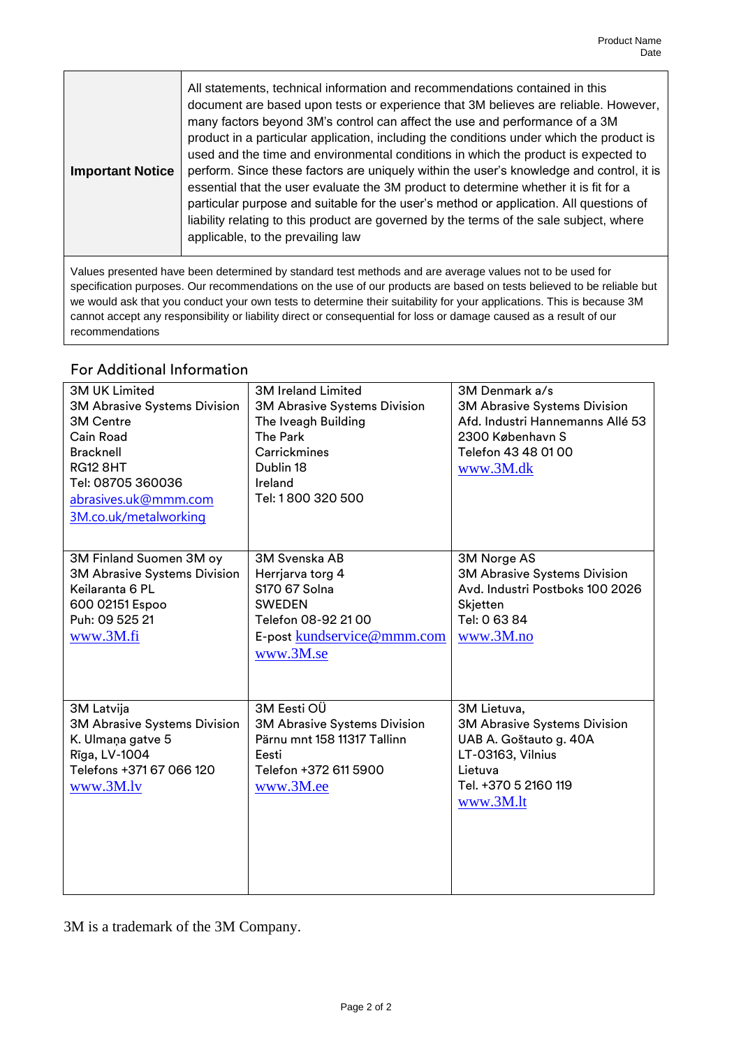| | |
|---|---|
| **Important Notice** | All statements, technical information and recommendations contained in this document are based upon tests or experience that 3M believes are reliable. However, many factors beyond 3M's control can affect the use and performance of a 3M product in a particular application, including the conditions under which the product is used and the time and environmental conditions in which the product is expected to perform. Since these factors are uniquely within the user's knowledge and control, it is essential that the user evaluate the 3M product to determine whether it is fit for a particular purpose and suitable for the user's method or application. All questions of liability relating to this product are governed by the terms of the sale subject, where applicable, to the prevailing law |

Values presented have been determined by standard test methods and are average values not to be used for specification purposes. Our recommendations on the use of our products are based on tests believed to be reliable but we would ask that you conduct your own tests to determine their suitability for your applications. This is because 3M cannot accept any responsibility or liability direct or consequential for loss or damage caused as a result of our recommendations

## For Additional Information

| | | |
|---|---|---|
| 3M UK Limited<br>3M Abrasive Systems Division<br>3M Centre<br>Cain Road<br>Bracknell<br>RG12 8HT<br>Tel: 08705 360036<br>abrasives.uk@mmm.com<br>3M.co.uk/metalworking | 3M Ireland Limited<br>3M Abrasive Systems Division<br>The Iveagh Building<br>The Park<br>Carrickmines<br>Dublin 18<br>Ireland<br>Tel: 1 800 320 500 | 3M Denmark a/s<br>3M Abrasive Systems Division<br>Afd. Industri Hannemanns Allé 53<br>2300 København S<br>Telefon 43 48 01 00<br>www.3M.dk |
| 3M Finland Suomen 3M oy<br>3M Abrasive Systems Division<br>Keilaranta 6 PL<br>600 02151 Espoo<br>Puh: 09 525 21<br>www.3M.fi | 3M Svenska AB<br>Herrjarva torg 4<br>S170 67 Solna<br>SWEDEN<br>Telefon 08-92 21 00<br>E-post kundservice@mmm.com<br>www.3M.se | 3M Norge AS<br>3M Abrasive Systems Division<br>Avd. Industri Postboks 100 2026<br>Skjetten<br>Tel: 0 63 84<br>www.3M.no |
| 3M Latvija<br>3M Abrasive Systems Division<br>K. Ulmaņa gatve 5<br>Rīga, LV-1004<br>Telefons +371 67 066 120<br>www.3M.lv | 3M Eesti OÜ<br>3M Abrasive Systems Division<br>Pärnu mnt 158 11317 Tallinn<br>Eesti<br>Telefon +372 611 5900<br>www.3M.ee | 3M Lietuva,<br>3M Abrasive Systems Division<br>UAB A. Goštauto g. 40A<br>LT-03163, Vilnius<br>Lietuva<br>Tel. +370 5 2160 119<br>www.3M.lt |

3M is a trademark of the 3M Company.